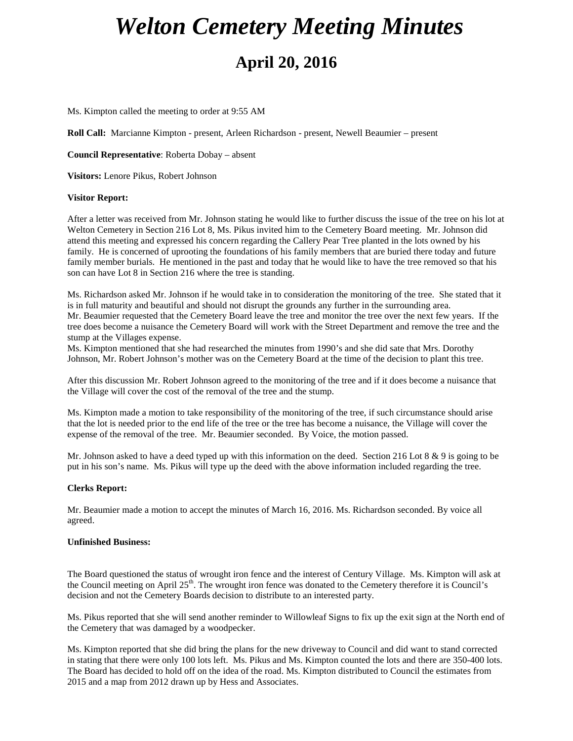# Welton Cemetery Meeting Minutes

## April 20, 2016

Ms. Kimpton called the meeting to order at 9:55 AM

**Roll Call:** Marcianne Kimpton - present, Arleen Richardson - present, Newell Beaumier – present

**Council Representative**: Roberta Dobay – absent

**Visitors:** Lenore Pikus, Robert Johnson

**Visitor Report:**

After a letter was received from Mr. Johnson stating he would like to further discuss the issue of the tree on his lot at Welton Cemetery in Section 216 Lot 8, Ms. Pikus invited him to the Cemetery Board meeting. Mr. Johnson did attend this meeting and expressed his concern regarding the Callery Pear Tree planted in the lots owned by his family. He is concerned of uprooting the foundations of his family members that are buried there today and future family member burials. He mentioned in the past and today that he would like to have the tree removed so that his son can have Lot 8 in Section 216 where the tree is standing.

Ms. Richardson asked Mr. Johnson if he would take in to consideration the monitoring of the tree. She stated that it is in full maturity and beautiful and should not disrupt the grounds any further in the surrounding area.
Mr. Beaumier requested that the Cemetery Board leave the tree and monitor the tree over the next few years. If the tree does become a nuisance the Cemetery Board will work with the Street Department and remove the tree and the stump at the Villages expense.
Ms. Kimpton mentioned that she had researched the minutes from 1990's and she did sate that Mrs. Dorothy Johnson, Mr. Robert Johnson's mother was on the Cemetery Board at the time of the decision to plant this tree.

After this discussion Mr. Robert Johnson agreed to the monitoring of the tree and if it does become a nuisance that the Village will cover the cost of the removal of the tree and the stump.

Ms. Kimpton made a motion to take responsibility of the monitoring of the tree, if such circumstance should arise that the lot is needed prior to the end life of the tree or the tree has become a nuisance, the Village will cover the expense of the removal of the tree. Mr. Beaumier seconded. By Voice, the motion passed.

Mr. Johnson asked to have a deed typed up with this information on the deed. Section 216 Lot 8 & 9 is going to be put in his son's name. Ms. Pikus will type up the deed with the above information included regarding the tree.

**Clerks Report:**

Mr. Beaumier made a motion to accept the minutes of March 16, 2016. Ms. Richardson seconded. By voice all agreed.

**Unfinished Business:**

The Board questioned the status of wrought iron fence and the interest of Century Village. Ms. Kimpton will ask at the Council meeting on April 25th. The wrought iron fence was donated to the Cemetery therefore it is Council's decision and not the Cemetery Boards decision to distribute to an interested party.

Ms. Pikus reported that she will send another reminder to Willowleaf Signs to fix up the exit sign at the North end of the Cemetery that was damaged by a woodpecker.

Ms. Kimpton reported that she did bring the plans for the new driveway to Council and did want to stand corrected in stating that there were only 100 lots left. Ms. Pikus and Ms. Kimpton counted the lots and there are 350-400 lots. The Board has decided to hold off on the idea of the road. Ms. Kimpton distributed to Council the estimates from 2015 and a map from 2012 drawn up by Hess and Associates.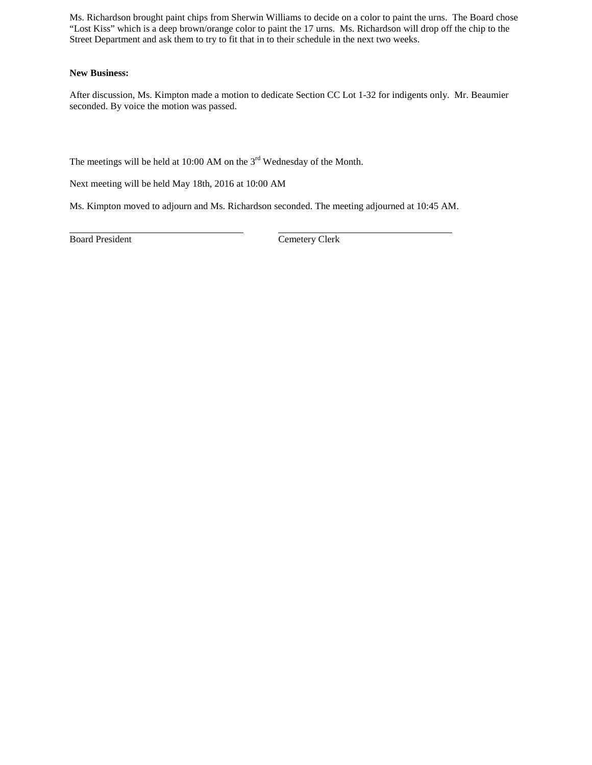Ms. Richardson brought paint chips from Sherwin Williams to decide on a color to paint the urns. The Board chose "Lost Kiss" which is a deep brown/orange color to paint the 17 urns. Ms. Richardson will drop off the chip to the Street Department and ask them to try to fit that in to their schedule in the next two weeks.

**New Business:**

After discussion, Ms. Kimpton made a motion to dedicate Section CC Lot 1-32 for indigents only. Mr. Beaumier seconded. By voice the motion was passed.

The meetings will be held at 10:00 AM on the 3rd Wednesday of the Month.

Next meeting will be held May 18th, 2016 at 10:00 AM

Ms. Kimpton moved to adjourn and Ms. Richardson seconded. The meeting adjourned at 10:45 AM.

\_\_\_\_\_\_\_\_\_\_\_\_\_\_\_\_\_\_\_\_\_\_\_\_\_\_\_\_\_\_ \_\_\_\_\_\_\_\_\_\_\_\_\_\_\_\_\_\_\_\_\_\_\_\_\_\_\_\_\_\_

Board President Cemetery Clerk